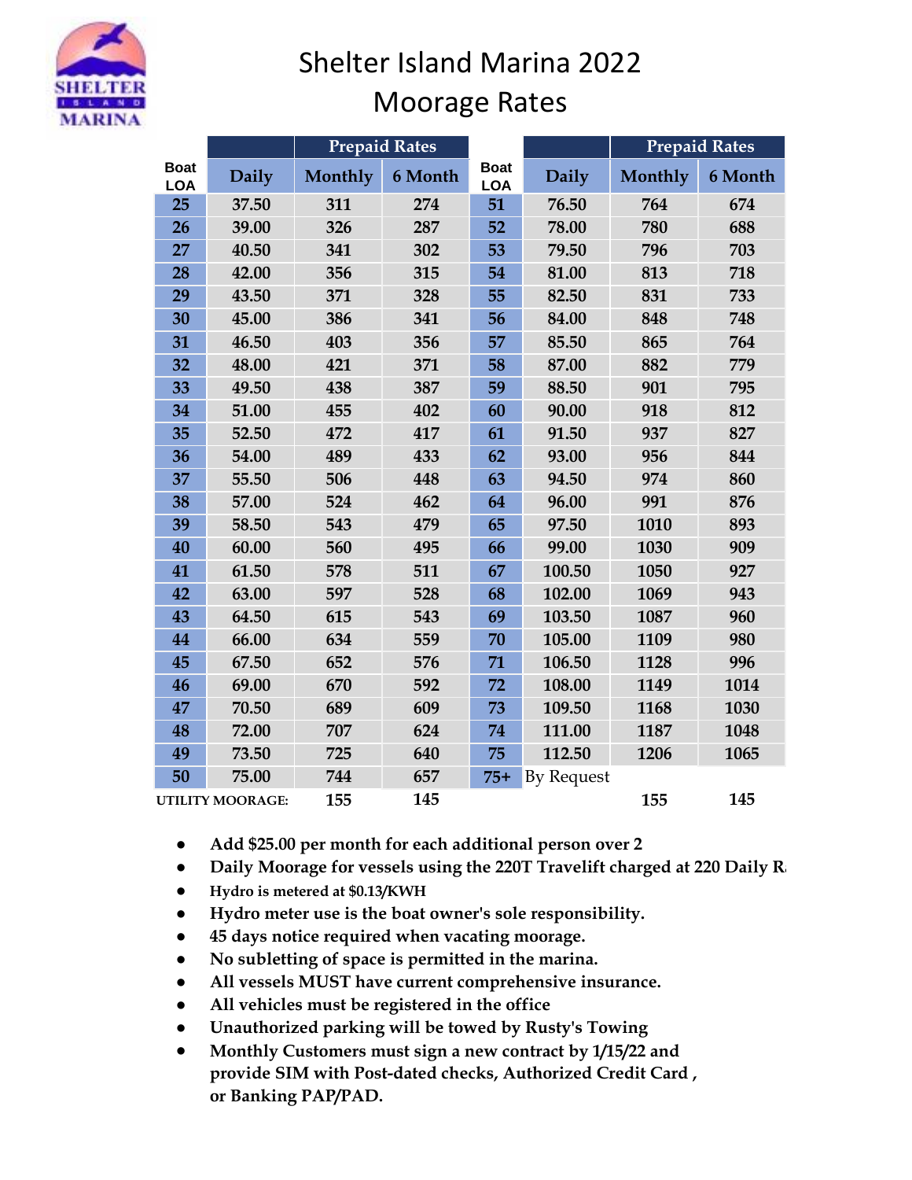# Shelter Island Marina 2022

## Moorage Rates

| Boat LOA | Daily | Prepaid Rates Monthly | Prepaid Rates 6 Month | Boat LOA | Daily | Prepaid Rates Monthly | Prepaid Rates 6 Month |
|---|---|---|---|---|---|---|---|
| 25 | 37.50 | 311 | 274 | 51 | 76.50 | 764 | 674 |
| 26 | 39.00 | 326 | 287 | 52 | 78.00 | 780 | 688 |
| 27 | 40.50 | 341 | 302 | 53 | 79.50 | 796 | 703 |
| 28 | 42.00 | 356 | 315 | 54 | 81.00 | 813 | 718 |
| 29 | 43.50 | 371 | 328 | 55 | 82.50 | 831 | 733 |
| 30 | 45.00 | 386 | 341 | 56 | 84.00 | 848 | 748 |
| 31 | 46.50 | 403 | 356 | 57 | 85.50 | 865 | 764 |
| 32 | 48.00 | 421 | 371 | 58 | 87.00 | 882 | 779 |
| 33 | 49.50 | 438 | 387 | 59 | 88.50 | 901 | 795 |
| 34 | 51.00 | 455 | 402 | 60 | 90.00 | 918 | 812 |
| 35 | 52.50 | 472 | 417 | 61 | 91.50 | 937 | 827 |
| 36 | 54.00 | 489 | 433 | 62 | 93.00 | 956 | 844 |
| 37 | 55.50 | 506 | 448 | 63 | 94.50 | 974 | 860 |
| 38 | 57.00 | 524 | 462 | 64 | 96.00 | 991 | 876 |
| 39 | 58.50 | 543 | 479 | 65 | 97.50 | 1010 | 893 |
| 40 | 60.00 | 560 | 495 | 66 | 99.00 | 1030 | 909 |
| 41 | 61.50 | 578 | 511 | 67 | 100.50 | 1050 | 927 |
| 42 | 63.00 | 597 | 528 | 68 | 102.00 | 1069 | 943 |
| 43 | 64.50 | 615 | 543 | 69 | 103.50 | 1087 | 960 |
| 44 | 66.00 | 634 | 559 | 70 | 105.00 | 1109 | 980 |
| 45 | 67.50 | 652 | 576 | 71 | 106.50 | 1128 | 996 |
| 46 | 69.00 | 670 | 592 | 72 | 108.00 | 1149 | 1014 |
| 47 | 70.50 | 689 | 609 | 73 | 109.50 | 1168 | 1030 |
| 48 | 72.00 | 707 | 624 | 74 | 111.00 | 1187 | 1048 |
| 49 | 73.50 | 725 | 640 | 75 | 112.50 | 1206 | 1065 |
| 50 | 75.00 | 744 | 657 | 75+ | By Request | | |
| UTILITY MOORAGE: | | 155 | 145 | | | 155 | 145 |

- Add $25.00 per month for each additional person over 2
- Daily Moorage for vessels using the 220T Travelift charged at 220 Daily R
- Hydro is metered at $0.13/KWH
- Hydro meter use is the boat owner's sole responsibility.
- 45 days notice required when vacating moorage.
- No subletting of space is permitted in the marina.
- All vessels MUST have current comprehensive insurance.
- All vehicles must be registered in the office
- Unauthorized parking will be towed by Rusty's Towing
- Monthly Customers must sign a new contract by 1/15/22 and provide SIM with Post-dated checks, Authorized Credit Card , or Banking PAP/PAD.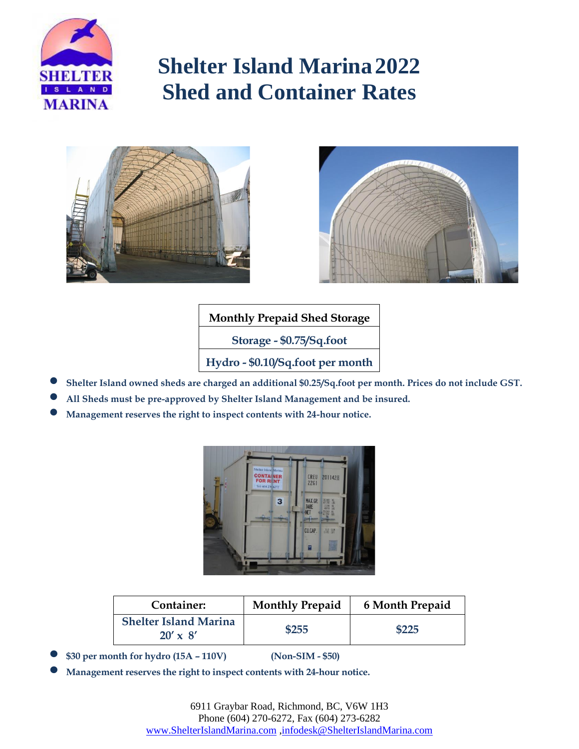# Shelter Island Marina 2022
# Shed and Container Rates

| Monthly Prepaid Shed Storage |
|---|
| Storage - $0.75/Sq.foot |
| Hydro - $0.10/Sq.foot per month |

- **Shelter Island owned sheds are charged an additional $0.25/Sq.foot per month. Prices do not include GST.**
- **All Sheds must be pre-approved by Shelter Island Management and be insured.**
- **Management reserves the right to inspect contents with 24-hour notice.**

| Container: | Monthly Prepaid | 6 Month Prepaid |
|---|---|---|
| Shelter Island Marina 20′ x 8′ | $255 | $225 |

- **$30 per month for hydro (15A – 110V) (Non-SIM - $50)**
- **Management reserves the right to inspect contents with 24-hour notice.**

6911 Graybar Road, Richmond, BC, V6W 1H3
Phone (604) 270-6272, Fax (604) 273-6282
www.ShelterIslandMarina.com ,infodesk@ShelterIslandMarina.com